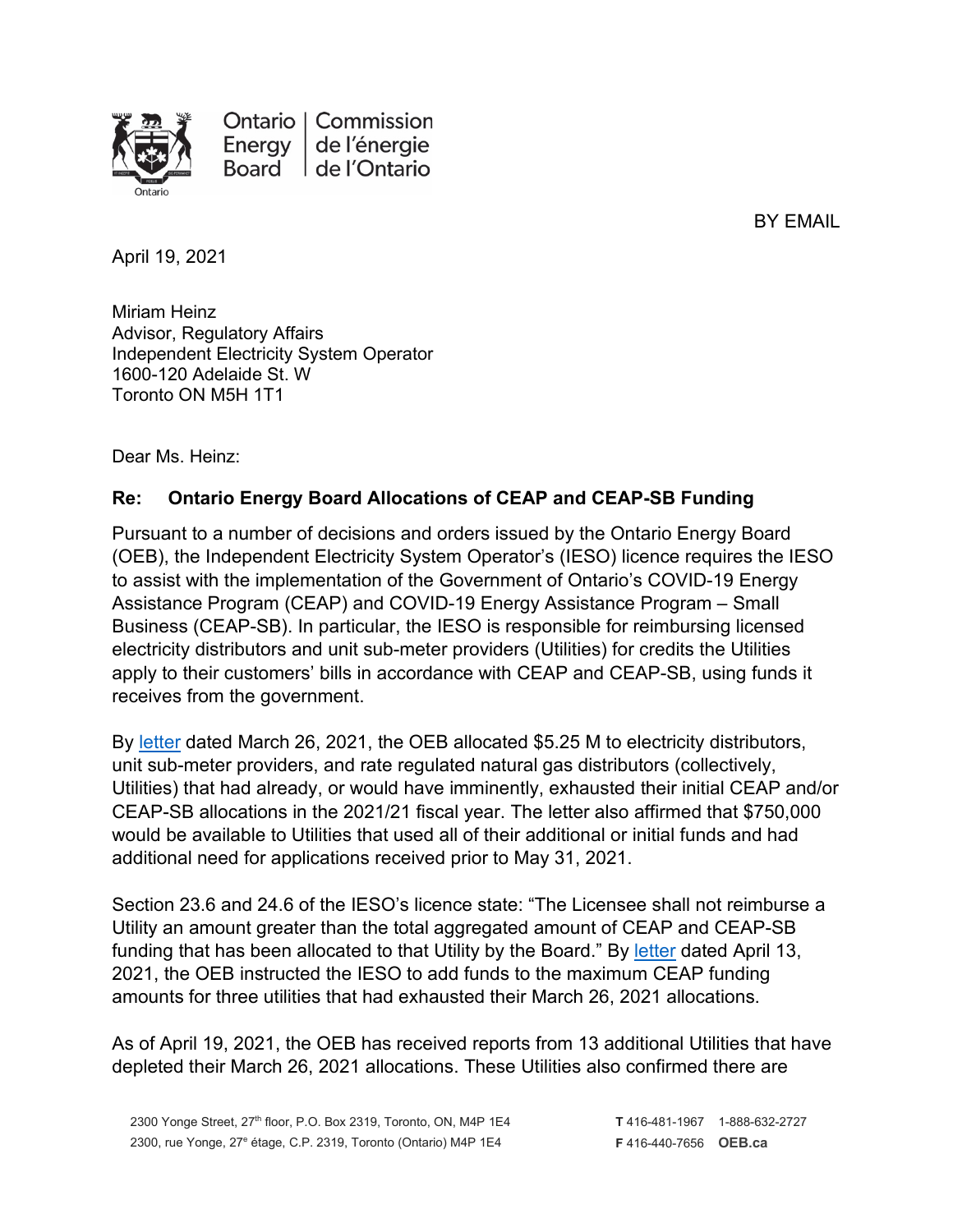Ontario Energy Board | Commission de l'énergie de l'Ontario

BY EMAIL

April 19, 2021

Miriam Heinz
Advisor, Regulatory Affairs
Independent Electricity System Operator
1600-120 Adelaide St. W
Toronto ON M5H 1T1

Dear Ms. Heinz:

**Re: Ontario Energy Board Allocations of CEAP and CEAP-SB Funding**

Pursuant to a number of decisions and orders issued by the Ontario Energy Board (OEB), the Independent Electricity System Operator's (IESO) licence requires the IESO to assist with the implementation of the Government of Ontario's COVID-19 Energy Assistance Program (CEAP) and COVID-19 Energy Assistance Program – Small Business (CEAP-SB). In particular, the IESO is responsible for reimbursing licensed electricity distributors and unit sub-meter providers (Utilities) for credits the Utilities apply to their customers' bills in accordance with CEAP and CEAP-SB, using funds it receives from the government.

By letter dated March 26, 2021, the OEB allocated $5.25 M to electricity distributors, unit sub-meter providers, and rate regulated natural gas distributors (collectively, Utilities) that had already, or would have imminently, exhausted their initial CEAP and/or CEAP-SB allocations in the 2021/21 fiscal year. The letter also affirmed that $750,000 would be available to Utilities that used all of their additional or initial funds and had additional need for applications received prior to May 31, 2021.

Section 23.6 and 24.6 of the IESO's licence state: "The Licensee shall not reimburse a Utility an amount greater than the total aggregated amount of CEAP and CEAP-SB funding that has been allocated to that Utility by the Board." By letter dated April 13, 2021, the OEB instructed the IESO to add funds to the maximum CEAP funding amounts for three utilities that had exhausted their March 26, 2021 allocations.

As of April 19, 2021, the OEB has received reports from 13 additional Utilities that have depleted their March 26, 2021 allocations. These Utilities also confirmed there are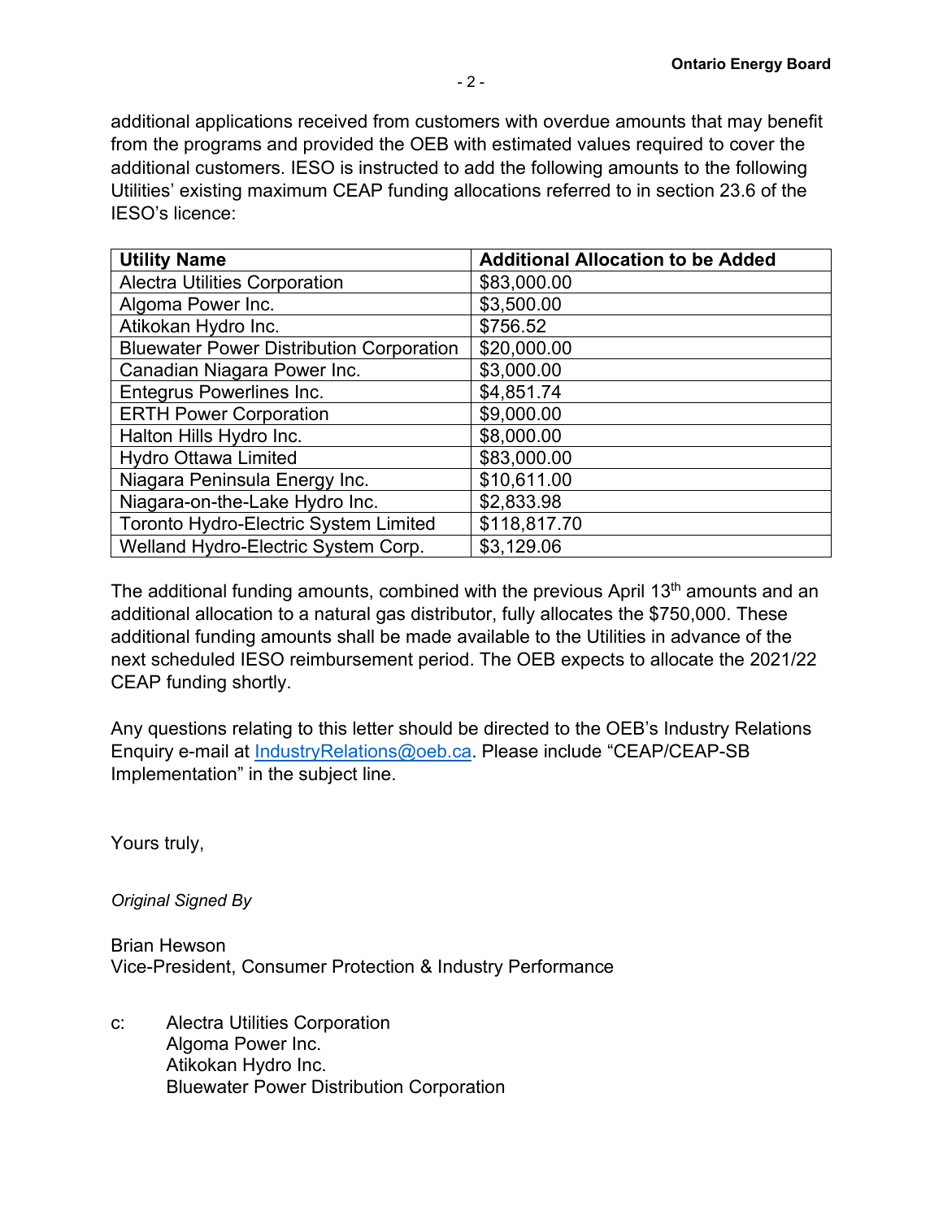additional applications received from customers with overdue amounts that may benefit from the programs and provided the OEB with estimated values required to cover the additional customers. IESO is instructed to add the following amounts to the following Utilities' existing maximum CEAP funding allocations referred to in section 23.6 of the IESO's licence:

| Utility Name | Additional Allocation to be Added |
|---|---|
| Alectra Utilities Corporation | $83,000.00 |
| Algoma Power Inc. | $3,500.00 |
| Atikokan Hydro Inc. | $756.52 |
| Bluewater Power Distribution Corporation | $20,000.00 |
| Canadian Niagara Power Inc. | $3,000.00 |
| Entegrus Powerlines Inc. | $4,851.74 |
| ERTH Power Corporation | $9,000.00 |
| Halton Hills Hydro Inc. | $8,000.00 |
| Hydro Ottawa Limited | $83,000.00 |
| Niagara Peninsula Energy Inc. | $10,611.00 |
| Niagara-on-the-Lake Hydro Inc. | $2,833.98 |
| Toronto Hydro-Electric System Limited | $118,817.70 |
| Welland Hydro-Electric System Corp. | $3,129.06 |

The additional funding amounts, combined with the previous April 13th amounts and an additional allocation to a natural gas distributor, fully allocates the $750,000. These additional funding amounts shall be made available to the Utilities in advance of the next scheduled IESO reimbursement period. The OEB expects to allocate the 2021/22 CEAP funding shortly.

Any questions relating to this letter should be directed to the OEB's Industry Relations Enquiry e-mail at IndustryRelations@oeb.ca. Please include "CEAP/CEAP-SB Implementation" in the subject line.

Yours truly,

*Original Signed By*

Brian Hewson
Vice-President, Consumer Protection & Industry Performance

c: Alectra Utilities Corporation
Algoma Power Inc.
Atikokan Hydro Inc.
Bluewater Power Distribution Corporation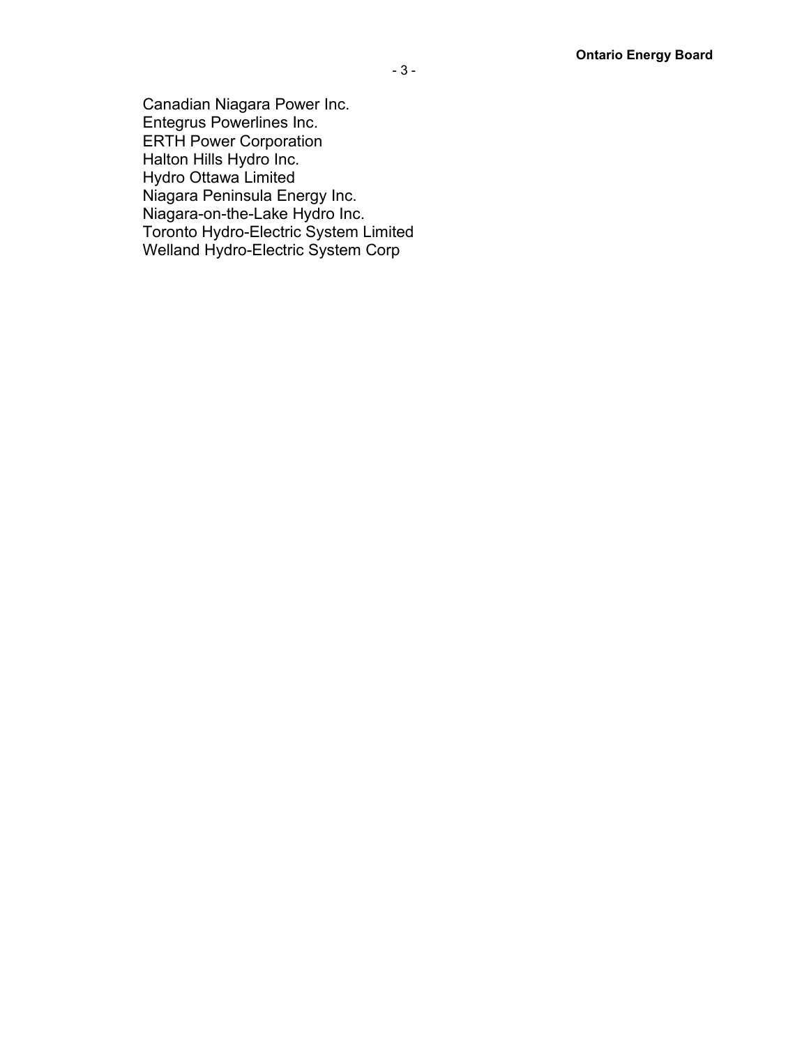Canadian Niagara Power Inc.
Entegrus Powerlines Inc.
ERTH Power Corporation
Halton Hills Hydro Inc.
Hydro Ottawa Limited
Niagara Peninsula Energy Inc.
Niagara-on-the-Lake Hydro Inc.
Toronto Hydro-Electric System Limited
Welland Hydro-Electric System Corp